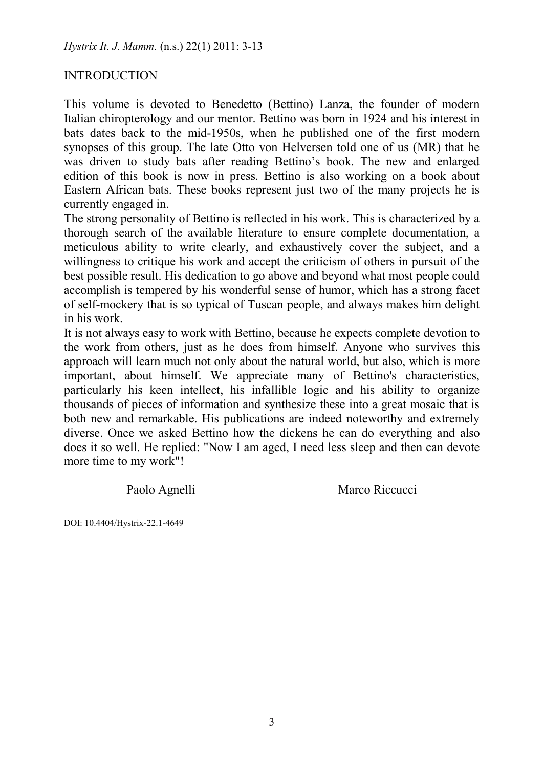## INTRODUCTION

This volume is devoted to Benedetto (Bettino) Lanza, the founder of modern Italian chiropterology and our mentor. Bettino was born in 1924 and his interest in bats dates back to the mid-1950s, when he published one of the first modern synopses of this group. The late Otto von Helversen told one of us (MR) that he was driven to study bats after reading Bettino's book. The new and enlarged edition of this book is now in press. Bettino is also working on a book about Eastern African bats. These books represent just two of the many projects he is currently engaged in.

The strong personality of Bettino is reflected in his work. This is characterized by a thorough search of the available literature to ensure complete documentation, a meticulous ability to write clearly, and exhaustively cover the subject, and a willingness to critique his work and accept the criticism of others in pursuit of the best possible result. His dedication to go above and beyond what most people could accomplish is tempered by his wonderful sense of humor, which has a strong facet of self-mockery that is so typical of Tuscan people, and always makes him delight in his work.

It is not always easy to work with Bettino, because he expects complete devotion to the work from others, just as he does from himself. Anyone who survives this approach will learn much not only about the natural world, but also, which is more important, about himself. We appreciate many of Bettino's characteristics, particularly his keen intellect, his infallible logic and his ability to organize thousands of pieces of information and synthesize these into a great mosaic that is both new and remarkable. His publications are indeed noteworthy and extremely diverse. Once we asked Bettino how the dickens he can do everything and also does it so well. He replied: "Now I am aged, I need less sleep and then can devote more time to my work"!

Paolo Agnelli                    Marco Riccucci

DOI: 10.4404/Hystrix-22.1-4649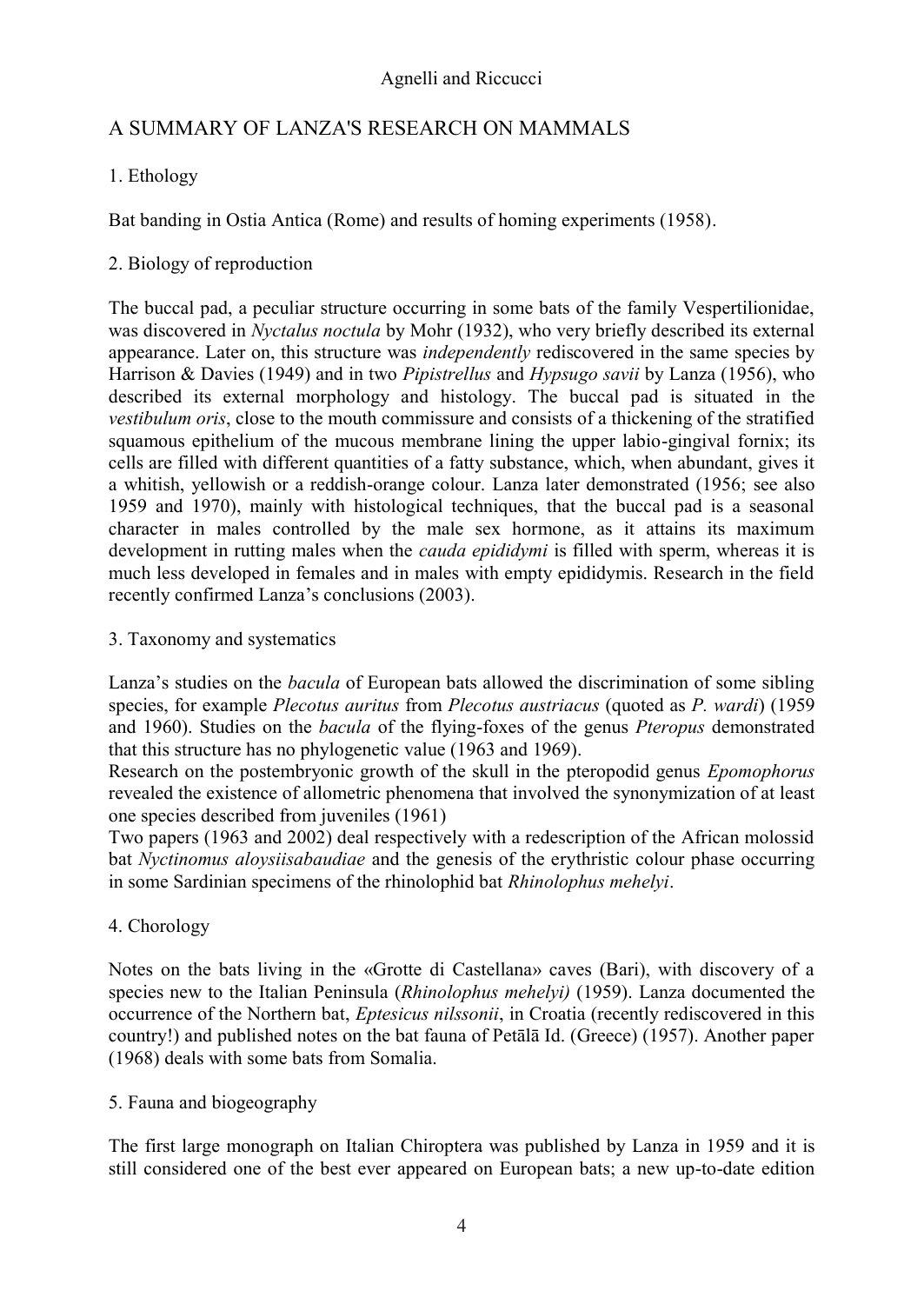# A SUMMARY OF LANZA'S RESEARCH ON MAMMALS

## 1. Ethology

Bat banding in Ostia Antica (Rome) and results of homing experiments (1958).

## 2. Biology of reproduction

The buccal pad, a peculiar structure occurring in some bats of the family Vespertilionidae, was discovered in *Nyctalus noctula* by Mohr (1932), who very briefly described its external appearance. Later on, this structure was *independently* rediscovered in the same species by Harrison & Davies (1949) and in two *Pipistrellus* and *Hypsugo savii* by Lanza (1956), who described its external morphology and histology. The buccal pad is situated in the *vestibulum oris*, close to the mouth commissure and consists of a thickening of the stratified squamous epithelium of the mucous membrane lining the upper labio-gingival fornix; its cells are filled with different quantities of a fatty substance, which, when abundant, gives it a whitish, yellowish or a reddish-orange colour. Lanza later demonstrated (1956; see also 1959 and 1970), mainly with histological techniques, that the buccal pad is a seasonal character in males controlled by the male sex hormone, as it attains its maximum development in rutting males when the *cauda epididymi* is filled with sperm, whereas it is much less developed in females and in males with empty epididymis. Research in the field recently confirmed Lanza's conclusions (2003).

## 3. Taxonomy and systematics

Lanza's studies on the *bacula* of European bats allowed the discrimination of some sibling species, for example *Plecotus auritus* from *Plecotus austriacus* (quoted as *P. wardi*) (1959 and 1960). Studies on the *bacula* of the flying-foxes of the genus *Pteropus* demonstrated that this structure has no phylogenetic value (1963 and 1969).

Research on the postembryonic growth of the skull in the pteropodid genus *Epomophorus* revealed the existence of allometric phenomena that involved the synonymization of at least one species described from juveniles (1961)

Two papers (1963 and 2002) deal respectively with a redescription of the African molossid bat *Nyctinomus aloysiisabaudiae* and the genesis of the erythristic colour phase occurring in some Sardinian specimens of the rhinolophid bat *Rhinolophus mehelyi*.

## 4. Chorology

Notes on the bats living in the «Grotte di Castellana» caves (Bari), with discovery of a species new to the Italian Peninsula (*Rhinolophus mehelyi)* (1959). Lanza documented the occurrence of the Northern bat, *Eptesicus nilssonii*, in Croatia (recently rediscovered in this country!) and published notes on the bat fauna of Petālā Id. (Greece) (1957). Another paper (1968) deals with some bats from Somalia.

## 5. Fauna and biogeography

The first large monograph on Italian Chiroptera was published by Lanza in 1959 and it is still considered one of the best ever appeared on European bats; a new up-to-date edition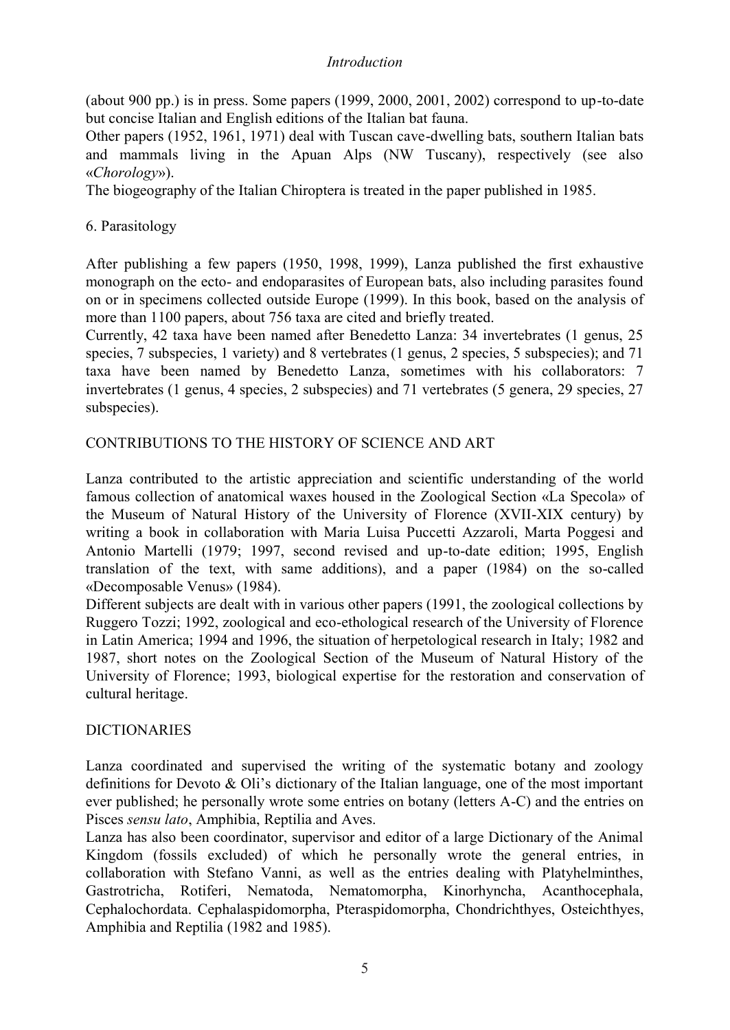(about 900 pp.) is in press. Some papers (1999, 2000, 2001, 2002) correspond to up-to-date but concise Italian and English editions of the Italian bat fauna.
Other papers (1952, 1961, 1971) deal with Tuscan cave-dwelling bats, southern Italian bats and mammals living in the Apuan Alps (NW Tuscany), respectively (see also «*Chorology*»).
The biogeography of the Italian Chiroptera is treated in the paper published in 1985.

### 6. Parasitology

After publishing a few papers (1950, 1998, 1999), Lanza published the first exhaustive monograph on the ecto- and endoparasites of European bats, also including parasites found on or in specimens collected outside Europe (1999). In this book, based on the analysis of more than 1100 papers, about 756 taxa are cited and briefly treated.
Currently, 42 taxa have been named after Benedetto Lanza: 34 invertebrates (1 genus, 25 species, 7 subspecies, 1 variety) and 8 vertebrates (1 genus, 2 species, 5 subspecies); and 71 taxa have been named by Benedetto Lanza, sometimes with his collaborators: 7 invertebrates (1 genus, 4 species, 2 subspecies) and 71 vertebrates (5 genera, 29 species, 27 subspecies).

## CONTRIBUTIONS TO THE HISTORY OF SCIENCE AND ART

Lanza contributed to the artistic appreciation and scientific understanding of the world famous collection of anatomical waxes housed in the Zoological Section «La Specola» of the Museum of Natural History of the University of Florence (XVII-XIX century) by writing a book in collaboration with Maria Luisa Puccetti Azzaroli, Marta Poggesi and Antonio Martelli (1979; 1997, second revised and up-to-date edition; 1995, English translation of the text, with same additions), and a paper (1984) on the so-called «Decomposable Venus» (1984).
Different subjects are dealt with in various other papers (1991, the zoological collections by Ruggero Tozzi; 1992, zoological and eco-ethological research of the University of Florence in Latin America; 1994 and 1996, the situation of herpetological research in Italy; 1982 and 1987, short notes on the Zoological Section of the Museum of Natural History of the University of Florence; 1993, biological expertise for the restoration and conservation of cultural heritage.

## DICTIONARIES

Lanza coordinated and supervised the writing of the systematic botany and zoology definitions for Devoto & Oli's dictionary of the Italian language, one of the most important ever published; he personally wrote some entries on botany (letters A-C) and the entries on Pisces *sensu lato*, Amphibia, Reptilia and Aves.
Lanza has also been coordinator, supervisor and editor of a large Dictionary of the Animal Kingdom (fossils excluded) of which he personally wrote the general entries, in collaboration with Stefano Vanni, as well as the entries dealing with Platyhelminthes, Gastrotricha, Rotiferi, Nematoda, Nematomorpha, Kinorhyncha, Acanthocephala, Cephalochordata. Cephalaspidomorpha, Pteraspidomorpha, Chondrichthyes, Osteichthyes, Amphibia and Reptilia (1982 and 1985).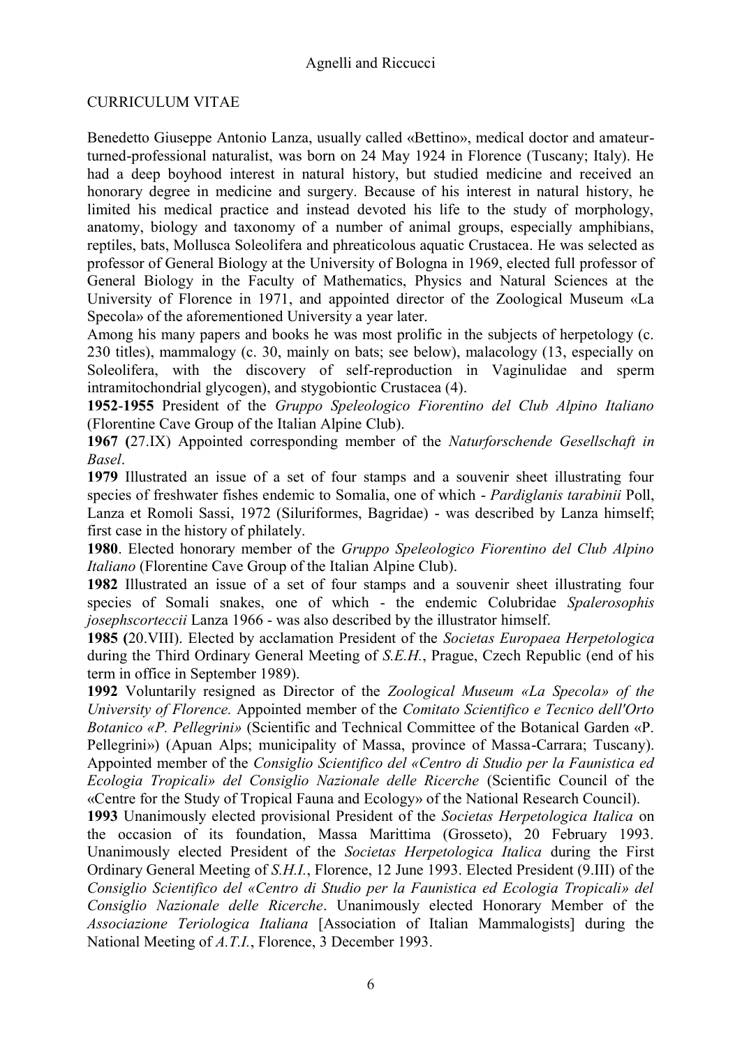CURRICULUM VITAE

Benedetto Giuseppe Antonio Lanza, usually called «Bettino», medical doctor and amateur-turned-professional naturalist, was born on 24 May 1924 in Florence (Tuscany; Italy). He had a deep boyhood interest in natural history, but studied medicine and received an honorary degree in medicine and surgery. Because of his interest in natural history, he limited his medical practice and instead devoted his life to the study of morphology, anatomy, biology and taxonomy of a number of animal groups, especially amphibians, reptiles, bats, Mollusca Soleolifera and phreaticolous aquatic Crustacea. He was selected as professor of General Biology at the University of Bologna in 1969, elected full professor of General Biology in the Faculty of Mathematics, Physics and Natural Sciences at the University of Florence in 1971, and appointed director of the Zoological Museum «La Specola» of the aforementioned University a year later.

Among his many papers and books he was most prolific in the subjects of herpetology (c. 230 titles), mammalogy (c. 30, mainly on bats; see below), malacology (13, especially on Soleolifera, with the discovery of self-reproduction in Vaginulidae and sperm intramitochondrial glycogen), and stygobiontic Crustacea (4).

**1952-1955** President of the *Gruppo Speleologico Fiorentino del Club Alpino Italiano* (Florentine Cave Group of the Italian Alpine Club).

**1967 (**27.IX) Appointed corresponding member of the *Naturforschende Gesellschaft in Basel*.

**1979** Illustrated an issue of a set of four stamps and a souvenir sheet illustrating four species of freshwater fishes endemic to Somalia, one of which - *Pardiglanis tarabinii* Poll, Lanza et Romoli Sassi, 1972 (Siluriformes, Bagridae) - was described by Lanza himself; first case in the history of philately.

**1980**. Elected honorary member of the *Gruppo Speleologico Fiorentino del Club Alpino Italiano* (Florentine Cave Group of the Italian Alpine Club).

**1982** Illustrated an issue of a set of four stamps and a souvenir sheet illustrating four species of Somali snakes, one of which - the endemic Colubridae *Spalerosophis josephscorteccii* Lanza 1966 - was also described by the illustrator himself.

**1985 (**20.VIII). Elected by acclamation President of the *Societas Europaea Herpetologica* during the Third Ordinary General Meeting of *S.E.H.*, Prague, Czech Republic (end of his term in office in September 1989).

**1992** Voluntarily resigned as Director of the *Zoological Museum «La Specola» of the University of Florence.* Appointed member of the *Comitato Scientifico e Tecnico dell'Orto Botanico «P. Pellegrini»* (Scientific and Technical Committee of the Botanical Garden «P. Pellegrini») (Apuan Alps; municipality of Massa, province of Massa-Carrara; Tuscany). Appointed member of the *Consiglio Scientifico del «Centro di Studio per la Faunistica ed Ecologia Tropicali» del Consiglio Nazionale delle Ricerche* (Scientific Council of the «Centre for the Study of Tropical Fauna and Ecology» of the National Research Council).

**1993** Unanimously elected provisional President of the *Societas Herpetologica Italica* on the occasion of its foundation, Massa Marittima (Grosseto), 20 February 1993. Unanimously elected President of the *Societas Herpetologica Italica* during the First Ordinary General Meeting of *S.H.I.*, Florence, 12 June 1993. Elected President (9.III) of the *Consiglio Scientifico del «Centro di Studio per la Faunistica ed Ecologia Tropicali» del Consiglio Nazionale delle Ricerche*. Unanimously elected Honorary Member of the *Associazione Teriologica Italiana* [Association of Italian Mammalogists] during the National Meeting of *A.T.I.*, Florence, 3 December 1993.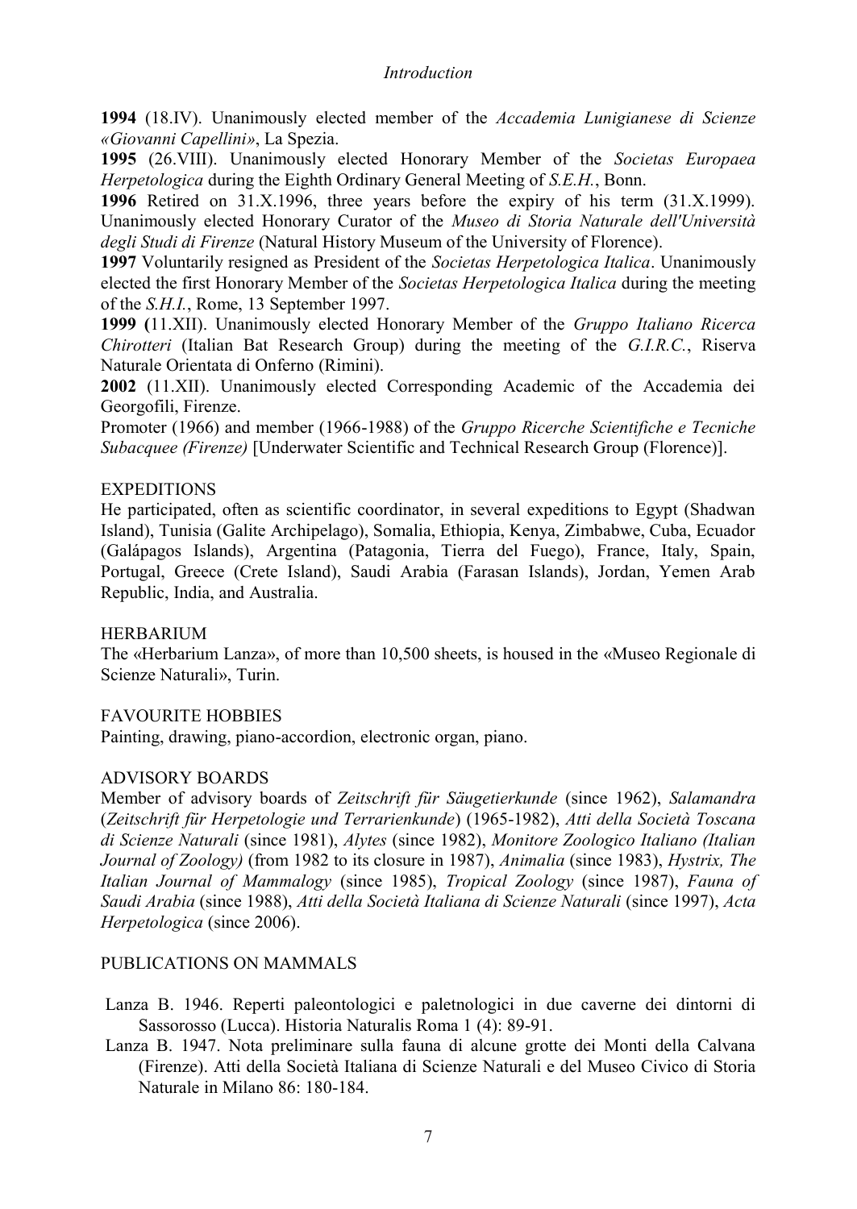**1994** (18.IV). Unanimously elected member of the *Accademia Lunigianese di Scienze «Giovanni Capellini»*, La Spezia.

**1995** (26.VIII). Unanimously elected Honorary Member of the *Societas Europaea Herpetologica* during the Eighth Ordinary General Meeting of *S.E.H.*, Bonn.

**1996** Retired on 31.X.1996, three years before the expiry of his term (31.X.1999). Unanimously elected Honorary Curator of the *Museo di Storia Naturale dell'Università degli Studi di Firenze* (Natural History Museum of the University of Florence).

**1997** Voluntarily resigned as President of the *Societas Herpetologica Italica*. Unanimously elected the first Honorary Member of the *Societas Herpetologica Italica* during the meeting of the *S.H.I.*, Rome, 13 September 1997.

**1999 (**11.XII). Unanimously elected Honorary Member of the *Gruppo Italiano Ricerca Chirotteri* (Italian Bat Research Group) during the meeting of the *G.I.R.C.*, Riserva Naturale Orientata di Onferno (Rimini).

**2002** (11.XII). Unanimously elected Corresponding Academic of the Accademia dei Georgofili, Firenze.

Promoter (1966) and member (1966-1988) of the *Gruppo Ricerche Scientifiche e Tecniche Subacquee (Firenze)* [Underwater Scientific and Technical Research Group (Florence)].

EXPEDITIONS

He participated, often as scientific coordinator, in several expeditions to Egypt (Shadwan Island), Tunisia (Galite Archipelago), Somalia, Ethiopia, Kenya, Zimbabwe, Cuba, Ecuador (Galápagos Islands), Argentina (Patagonia, Tierra del Fuego), France, Italy, Spain, Portugal, Greece (Crete Island), Saudi Arabia (Farasan Islands), Jordan, Yemen Arab Republic, India, and Australia.

HERBARIUM

The «Herbarium Lanza», of more than 10,500 sheets, is housed in the «Museo Regionale di Scienze Naturali», Turin.

FAVOURITE HOBBIES

Painting, drawing, piano-accordion, electronic organ, piano.

ADVISORY BOARDS

Member of advisory boards of *Zeitschrift für Säugetierkunde* (since 1962), *Salamandra* (*Zeitschrift für Herpetologie und Terrarienkunde*) (1965-1982), *Atti della Società Toscana di Scienze Naturali* (since 1981), *Alytes* (since 1982), *Monitore Zoologico Italiano (Italian Journal of Zoology)* (from 1982 to its closure in 1987), *Animalia* (since 1983), *Hystrix, The Italian Journal of Mammalogy* (since 1985), *Tropical Zoology* (since 1987), *Fauna of Saudi Arabia* (since 1988), *Atti della Società Italiana di Scienze Naturali* (since 1997), *Acta Herpetologica* (since 2006).

PUBLICATIONS ON MAMMALS

Lanza B. 1946. Reperti paleontologici e paletnologici in due caverne dei dintorni di Sassorosso (Lucca). Historia Naturalis Roma 1 (4): 89-91.

Lanza B. 1947. Nota preliminare sulla fauna di alcune grotte dei Monti della Calvana (Firenze). Atti della Società Italiana di Scienze Naturali e del Museo Civico di Storia Naturale in Milano 86: 180-184.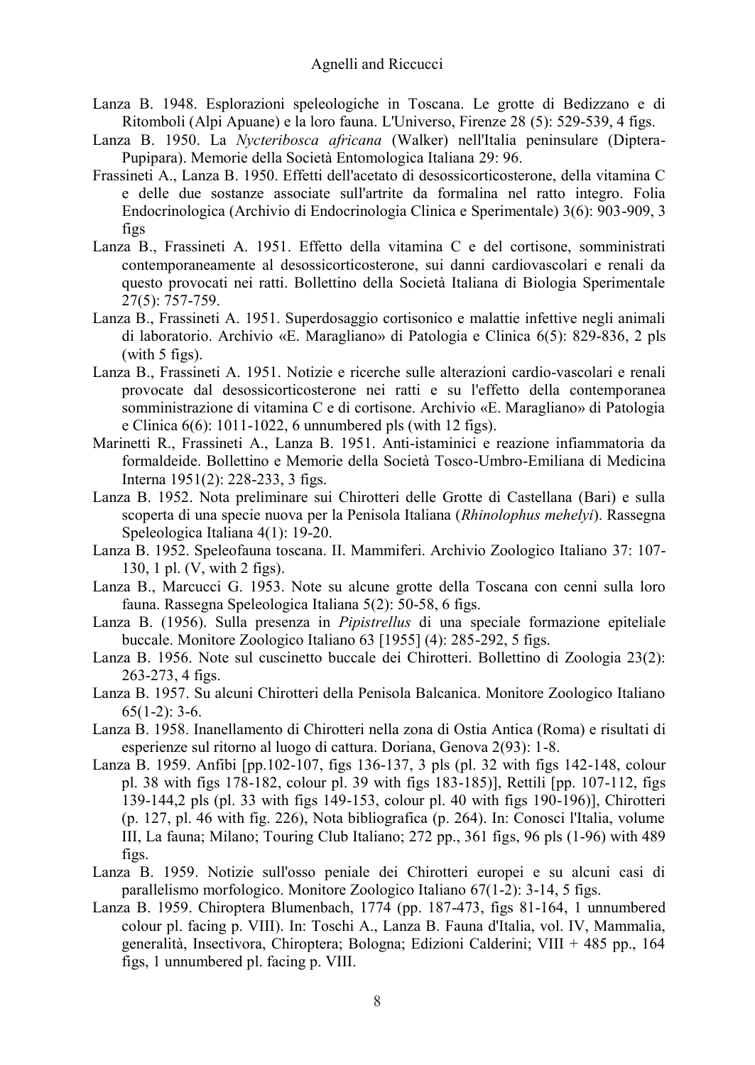Lanza B. 1948. Esplorazioni speleologiche in Toscana. Le grotte di Bedizzano e di Ritomboli (Alpi Apuane) e la loro fauna. L'Universo, Firenze 28 (5): 529-539, 4 figs.

Lanza B. 1950. La *Nycteribosca africana* (Walker) nell'Italia peninsulare (Diptera-Pupipara). Memorie della Società Entomologica Italiana 29: 96.

Frassineti A., Lanza B. 1950. Effetti dell'acetato di desossicorticosterone, della vitamina C e delle due sostanze associate sull'artrite da formalina nel ratto integro. Folia Endocrinologica (Archivio di Endocrinologia Clinica e Sperimentale) 3(6): 903-909, 3 figs

Lanza B., Frassineti A. 1951. Effetto della vitamina C e del cortisone, somministrati contemporaneamente al desossicorticosterone, sui danni cardiovascolari e renali da questo provocati nei ratti. Bollettino della Società Italiana di Biologia Sperimentale 27(5): 757-759.

Lanza B., Frassineti A. 1951. Superdosaggio cortisonico e malattie infettive negli animali di laboratorio. Archivio «E. Maragliano» di Patologia e Clinica 6(5): 829-836, 2 pls (with 5 figs).

Lanza B., Frassineti A. 1951. Notizie e ricerche sulle alterazioni cardio-vascolari e renali provocate dal desossicorticosterone nei ratti e su l'effetto della contemporanea somministrazione di vitamina C e di cortisone. Archivio «E. Maragliano» di Patologia e Clinica 6(6): 1011-1022, 6 unnumbered pls (with 12 figs).

Marinetti R., Frassineti A., Lanza B. 1951. Anti-istaminici e reazione infiammatoria da formaldeide. Bollettino e Memorie della Società Tosco-Umbro-Emiliana di Medicina Interna 1951(2): 228-233, 3 figs.

Lanza B. 1952. Nota preliminare sui Chirotteri delle Grotte di Castellana (Bari) e sulla scoperta di una specie nuova per la Penisola Italiana (*Rhinolophus mehelyi*). Rassegna Speleologica Italiana 4(1): 19-20.

Lanza B. 1952. Speleofauna toscana. II. Mammiferi. Archivio Zoologico Italiano 37: 107-130, 1 pl. (V, with 2 figs).

Lanza B., Marcucci G. 1953. Note su alcune grotte della Toscana con cenni sulla loro fauna. Rassegna Speleologica Italiana 5(2): 50-58, 6 figs.

Lanza B. (1956). Sulla presenza in *Pipistrellus* di una speciale formazione epiteliale buccale. Monitore Zoologico Italiano 63 [1955] (4): 285-292, 5 figs.

Lanza B. 1956. Note sul cuscinetto buccale dei Chirotteri. Bollettino di Zoologia 23(2): 263-273, 4 figs.

Lanza B. 1957. Su alcuni Chirotteri della Penisola Balcanica. Monitore Zoologico Italiano 65(1-2): 3-6.

Lanza B. 1958. Inanellamento di Chirotteri nella zona di Ostia Antica (Roma) e risultati di esperienze sul ritorno al luogo di cattura. Doriana, Genova 2(93): 1-8.

Lanza B. 1959. Anfibi [pp.102-107, figs 136-137, 3 pls (pl. 32 with figs 142-148, colour pl. 38 with figs 178-182, colour pl. 39 with figs 183-185)], Rettili [pp. 107-112, figs 139-144,2 pls (pl. 33 with figs 149-153, colour pl. 40 with figs 190-196)], Chirotteri (p. 127, pl. 46 with fig. 226), Nota bibliografica (p. 264). In: Conosci l'Italia, volume III, La fauna; Milano; Touring Club Italiano; 272 pp., 361 figs, 96 pls (1-96) with 489 figs.

Lanza B. 1959. Notizie sull'osso peniale dei Chirotteri europei e su alcuni casi di parallelismo morfologico. Monitore Zoologico Italiano 67(1-2): 3-14, 5 figs.

Lanza B. 1959. Chiroptera Blumenbach, 1774 (pp. 187-473, figs 81-164, 1 unnumbered colour pl. facing p. VIII). In: Toschi A., Lanza B. Fauna d'Italia, vol. IV, Mammalia, generalità, Insectivora, Chiroptera; Bologna; Edizioni Calderini; VIII + 485 pp., 164 figs, 1 unnumbered pl. facing p. VIII.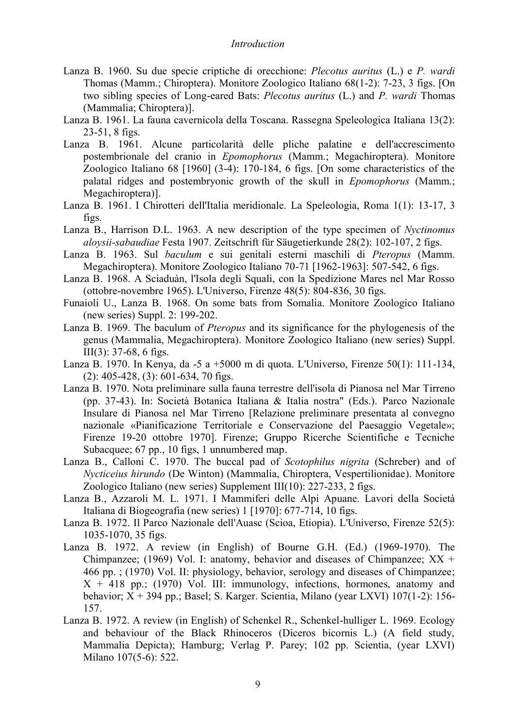Lanza B. 1960. Su due specie criptiche di orecchione: *Plecotus auritus* (L.) e *P. wardi* Thomas (Mamm.; Chiroptera). Monitore Zoologico Italiano 68(1-2): 7-23, 3 figs. [On two sibling species of Long-eared Bats: *Plecotus auritus* (L.) and *P. wardi* Thomas (Mammalia; Chiroptera)].

Lanza B. 1961. La fauna cavernicola della Toscana. Rassegna Speleologica Italiana 13(2): 23-51, 8 figs.

Lanza B. 1961. Alcune particolarità delle pliche palatine e dell'accrescimento postembrionale del cranio in *Epomophorus* (Mamm.; Megachiroptera). Monitore Zoologico Italiano 68 [1960] (3-4): 170-184, 6 figs. [On some characteristics of the palatal ridges and postembryonic growth of the skull in *Epomophorus* (Mamm.; Megachiroptera)].

Lanza B. 1961. I Chirotteri dell'Italia meridionale. La Speleologia, Roma 1(1): 13-17, 3 figs.

Lanza B., Harrison D.L. 1963. A new description of the type specimen of *Nyctinomus aloysii-sabaudiae* Festa 1907. Zeitschrift für Säugetierkunde 28(2): 102-107, 2 figs.

Lanza B. 1963. Sul *baculum* e sui genitali esterni maschili di *Pteropus* (Mamm. Megachiroptera). Monitore Zoologico Italiano 70-71 [1962-1963]: 507-542, 6 figs.

Lanza B. 1968. A Sciaduàn, l'Isola degli Squali, con la Spedizione Mares nel Mar Rosso (ottobre-novembre 1965). L'Universo, Firenze 48(5): 804-836, 30 figs.

Funaioli U., Lanza B. 1968. On some bats from Somalia. Monitore Zoologico Italiano (new series) Suppl. 2: 199-202.

Lanza B. 1969. The baculum of *Pteropus* and its significance for the phylogenesis of the genus (Mammalia, Megachiroptera). Monitore Zoologico Italiano (new series) Suppl. III(3): 37-68, 6 figs.

Lanza B. 1970. In Kenya, da -5 a +5000 m di quota. L'Universo, Firenze 50(1): 111-134, (2): 405-428, (3): 601-634, 70 figs.

Lanza B. 1970. Nota preliminare sulla fauna terrestre dell'isola di Pianosa nel Mar Tirreno (pp. 37-43). In: Società Botanica Italiana & Italia nostra" (Eds.). Parco Nazionale Insulare di Pianosa nel Mar Tirreno [Relazione preliminare presentata al convegno nazionale «Pianificazione Territoriale e Conservazione del Paesaggio Vegetale»; Firenze 19-20 ottobre 1970]. Firenze; Gruppo Ricerche Scientifiche e Tecniche Subacquee; 67 pp., 10 figs, 1 unnumbered map.

Lanza B., Calloni C. 1970. The buccal pad of *Scotophilus nigrita* (Schreber) and of *Nycticeius hirundo* (De Winton) (Mammalia, Chiroptera, Vespertilionidae). Monitore Zoologico Italiano (new series) Supplement III(10): 227-233, 2 figs.

Lanza B., Azzaroli M. L. 1971. I Mammiferi delle Alpi Apuane. Lavori della Società Italiana di Biogeografia (new series) 1 [1970]: 677-714, 10 figs.

Lanza B. 1972. Il Parco Nazionale dell'Auasc (Scioa, Etiopia). L'Universo, Firenze 52(5): 1035-1070, 35 figs.

Lanza B. 1972. A review (in English) of Bourne G.H. (Ed.) (1969-1970). The Chimpanzee; (1969) Vol. I: anatomy, behavior and diseases of Chimpanzee; XX + 466 pp. ; (1970) Vol. II: physiology, behavior, serology and diseases of Chimpanzee; X + 418 pp.; (1970) Vol. III: immunology, infections, hormones, anatomy and behavior; X + 394 pp.; Basel; S. Karger. Scientia, Milano (year LXVI) 107(1-2): 156-157.

Lanza B. 1972. A review (in English) of Schenkel R., Schenkel-hulliger L. 1969. Ecology and behaviour of the Black Rhinoceros (Diceros bicornis L.) (A field study, Mammalia Depicta); Hamburg; Verlag P. Parey; 102 pp. Scientia, (year LXVI) Milano 107(5-6): 522.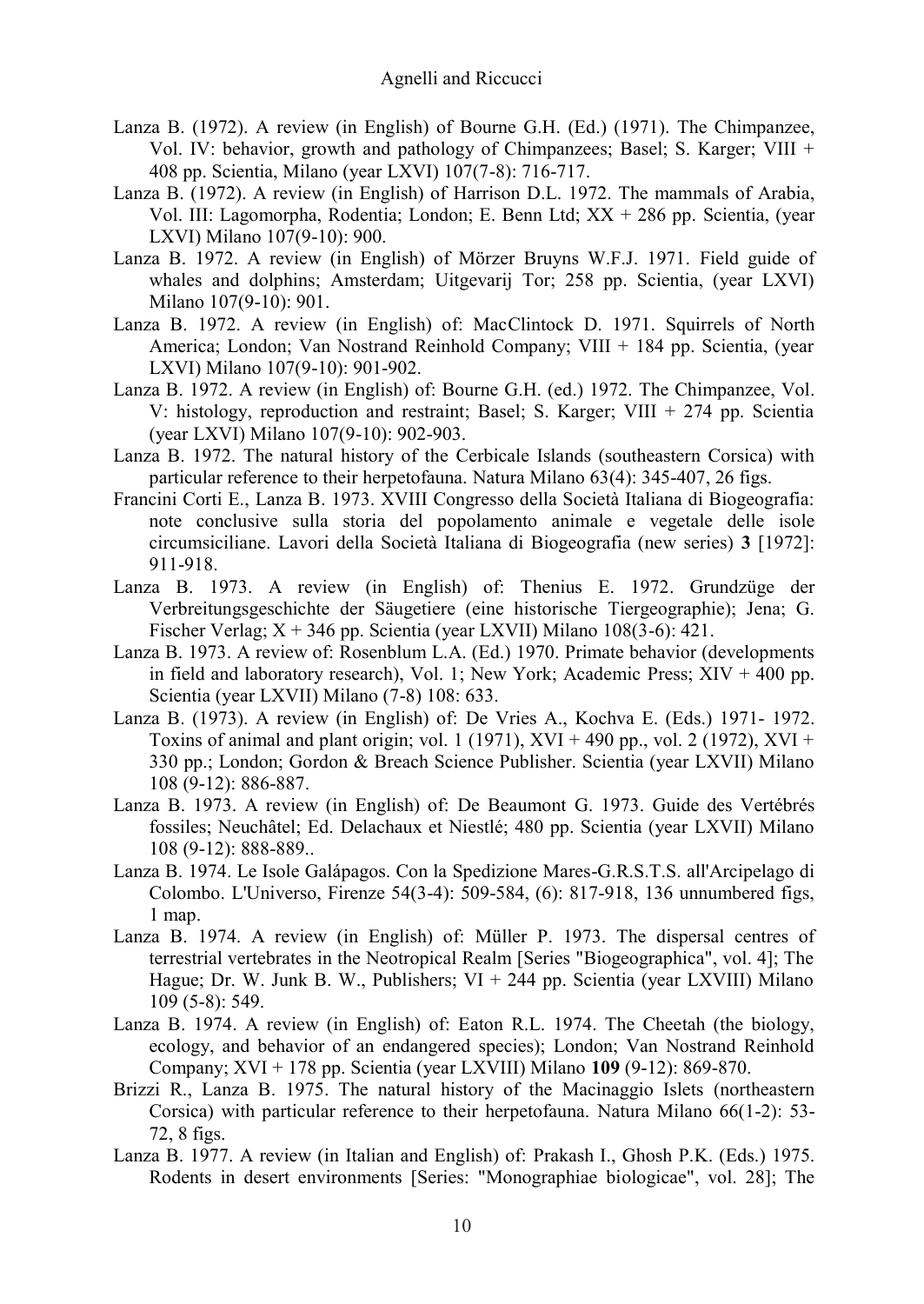Lanza B. (1972). A review (in English) of Bourne G.H. (Ed.) (1971). The Chimpanzee, Vol. IV: behavior, growth and pathology of Chimpanzees; Basel; S. Karger; VIII + 408 pp. Scientia, Milano (year LXVI) 107(7-8): 716-717.

Lanza B. (1972). A review (in English) of Harrison D.L. 1972. The mammals of Arabia, Vol. III: Lagomorpha, Rodentia; London; E. Benn Ltd; XX + 286 pp. Scientia, (year LXVI) Milano 107(9-10): 900.

Lanza B. 1972. A review (in English) of Mörzer Bruyns W.F.J. 1971. Field guide of whales and dolphins; Amsterdam; Uitgevarij Tor; 258 pp. Scientia, (year LXVI) Milano 107(9-10): 901.

Lanza B. 1972. A review (in English) of: MacClintock D. 1971. Squirrels of North America; London; Van Nostrand Reinhold Company; VIII + 184 pp. Scientia, (year LXVI) Milano 107(9-10): 901-902.

Lanza B. 1972. A review (in English) of: Bourne G.H. (ed.) 1972. The Chimpanzee, Vol. V: histology, reproduction and restraint; Basel; S. Karger; VIII + 274 pp. Scientia (year LXVI) Milano 107(9-10): 902-903.

Lanza B. 1972. The natural history of the Cerbicale Islands (southeastern Corsica) with particular reference to their herpetofauna. Natura Milano 63(4): 345-407, 26 figs.

Francini Corti E., Lanza B. 1973. XVIII Congresso della Società Italiana di Biogeografia: note conclusive sulla storia del popolamento animale e vegetale delle isole circumsiciliane. Lavori della Società Italiana di Biogeografia (new series) **3** [1972]: 911-918.

Lanza B. 1973. A review (in English) of: Thenius E. 1972. Grundzüge der Verbreitungsgeschichte der Säugetiere (eine historische Tiergeographie); Jena; G. Fischer Verlag; X + 346 pp. Scientia (year LXVII) Milano 108(3-6): 421.

Lanza B. 1973. A review of: Rosenblum L.A. (Ed.) 1970. Primate behavior (developments in field and laboratory research), Vol. 1; New York; Academic Press; XIV + 400 pp. Scientia (year LXVII) Milano (7-8) 108: 633.

Lanza B. (1973). A review (in English) of: De Vries A., Kochva E. (Eds.) 1971- 1972. Toxins of animal and plant origin; vol. 1 (1971), XVI + 490 pp., vol. 2 (1972), XVI + 330 pp.; London; Gordon & Breach Science Publisher. Scientia (year LXVII) Milano 108 (9-12): 886-887.

Lanza B. 1973. A review (in English) of: De Beaumont G. 1973. Guide des Vertébrés fossiles; Neuchâtel; Ed. Delachaux et Niestlé; 480 pp. Scientia (year LXVII) Milano 108 (9-12): 888-889..

Lanza B. 1974. Le Isole Galápagos. Con la Spedizione Mares-G.R.S.T.S. all'Arcipelago di Colombo. L'Universo, Firenze 54(3-4): 509-584, (6): 817-918, 136 unnumbered figs, 1 map.

Lanza B. 1974. A review (in English) of: Müller P. 1973. The dispersal centres of terrestrial vertebrates in the Neotropical Realm [Series "Biogeographica", vol. 4]; The Hague; Dr. W. Junk B. W., Publishers; VI + 244 pp. Scientia (year LXVIII) Milano 109 (5-8): 549.

Lanza B. 1974. A review (in English) of: Eaton R.L. 1974. The Cheetah (the biology, ecology, and behavior of an endangered species); London; Van Nostrand Reinhold Company; XVI + 178 pp. Scientia (year LXVIII) Milano **109** (9-12): 869-870.

Brizzi R., Lanza B. 1975. The natural history of the Macinaggio Islets (northeastern Corsica) with particular reference to their herpetofauna. Natura Milano 66(1-2): 53-72, 8 figs.

Lanza B. 1977. A review (in Italian and English) of: Prakash I., Ghosh P.K. (Eds.) 1975. Rodents in desert environments [Series: "Monographiae biologicae", vol. 28]; The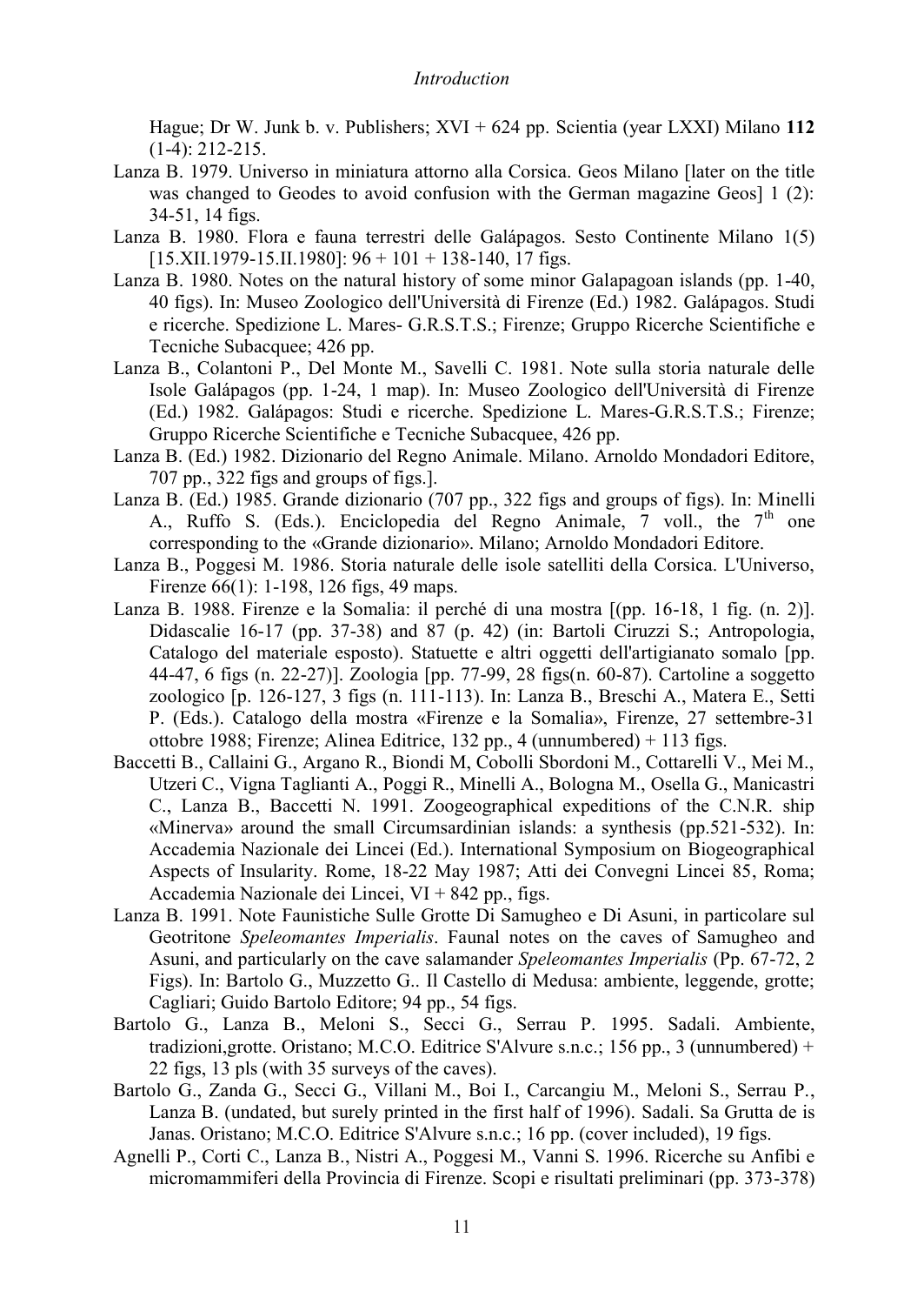Hague; Dr W. Junk b. v. Publishers; XVI + 624 pp. Scientia (year LXXI) Milano **112** (1-4): 212-215.

Lanza B. 1979. Universo in miniatura attorno alla Corsica. Geos Milano [later on the title was changed to Geodes to avoid confusion with the German magazine Geos] 1 (2): 34-51, 14 figs.

Lanza B. 1980. Flora e fauna terrestri delle Galápagos. Sesto Continente Milano 1(5) [15.XII.1979-15.II.1980]: 96 + 101 + 138-140, 17 figs.

Lanza B. 1980. Notes on the natural history of some minor Galapagoan islands (pp. 1-40, 40 figs). In: Museo Zoologico dell'Università di Firenze (Ed.) 1982. Galápagos. Studi e ricerche. Spedizione L. Mares- G.R.S.T.S.; Firenze; Gruppo Ricerche Scientifiche e Tecniche Subacquee; 426 pp.

Lanza B., Colantoni P., Del Monte M., Savelli C. 1981. Note sulla storia naturale delle Isole Galápagos (pp. 1-24, 1 map). In: Museo Zoologico dell'Università di Firenze (Ed.) 1982. Galápagos: Studi e ricerche. Spedizione L. Mares-G.R.S.T.S.; Firenze; Gruppo Ricerche Scientifiche e Tecniche Subacquee, 426 pp.

Lanza B. (Ed.) 1982. Dizionario del Regno Animale. Milano. Arnoldo Mondadori Editore, 707 pp., 322 figs and groups of figs.].

Lanza B. (Ed.) 1985. Grande dizionario (707 pp., 322 figs and groups of figs). In: Minelli A., Ruffo S. (Eds.). Enciclopedia del Regno Animale, 7 voll., the 7th one corresponding to the «Grande dizionario». Milano; Arnoldo Mondadori Editore.

Lanza B., Poggesi M. 1986. Storia naturale delle isole satelliti della Corsica. L'Universo, Firenze 66(1): 1-198, 126 figs, 49 maps.

Lanza B. 1988. Firenze e la Somalia: il perché di una mostra [(pp. 16-18, 1 fig. (n. 2)]. Didascalie 16-17 (pp. 37-38) and 87 (p. 42) (in: Bartoli Ciruzzi S.; Antropologia, Catalogo del materiale esposto). Statuette e altri oggetti dell'artigianato somalo [pp. 44-47, 6 figs (n. 22-27)]. Zoologia [pp. 77-99, 28 figs(n. 60-87). Cartoline a soggetto zoologico [p. 126-127, 3 figs (n. 111-113). In: Lanza B., Breschi A., Matera E., Setti P. (Eds.). Catalogo della mostra «Firenze e la Somalia», Firenze, 27 settembre-31 ottobre 1988; Firenze; Alinea Editrice, 132 pp., 4 (unnumbered) + 113 figs.

Baccetti B., Callaini G., Argano R., Biondi M, Cobolli Sbordoni M., Cottarelli V., Mei M., Utzeri C., Vigna Taglianti A., Poggi R., Minelli A., Bologna M., Osella G., Manicastri C., Lanza B., Baccetti N. 1991. Zoogeographical expeditions of the C.N.R. ship «Minerva» around the small Circumsardinian islands: a synthesis (pp.521-532). In: Accademia Nazionale dei Lincei (Ed.). International Symposium on Biogeographical Aspects of Insularity. Rome, 18-22 May 1987; Atti dei Convegni Lincei 85, Roma; Accademia Nazionale dei Lincei, VI + 842 pp., figs.

Lanza B. 1991. Note Faunistiche Sulle Grotte Di Samugheo e Di Asuni, in particolare sul Geotritone *Speleomantes Imperialis*. Faunal notes on the caves of Samugheo and Asuni, and particularly on the cave salamander *Speleomantes Imperialis* (Pp. 67-72, 2 Figs). In: Bartolo G., Muzzetto G.. Il Castello di Medusa: ambiente, leggende, grotte; Cagliari; Guido Bartolo Editore; 94 pp., 54 figs.

Bartolo G., Lanza B., Meloni S., Secci G., Serrau P. 1995. Sadali. Ambiente, tradizioni,grotte. Oristano; M.C.O. Editrice S'Alvure s.n.c.; 156 pp., 3 (unnumbered) + 22 figs, 13 pls (with 35 surveys of the caves).

Bartolo G., Zanda G., Secci G., Villani M., Boi I., Carcangiu M., Meloni S., Serrau P., Lanza B. (undated, but surely printed in the first half of 1996). Sadali. Sa Grutta de is Janas. Oristano; M.C.O. Editrice S'Alvure s.n.c.; 16 pp. (cover included), 19 figs.

Agnelli P., Corti C., Lanza B., Nistri A., Poggesi M., Vanni S. 1996. Ricerche su Anfibi e micromammiferi della Provincia di Firenze. Scopi e risultati preliminari (pp. 373-378)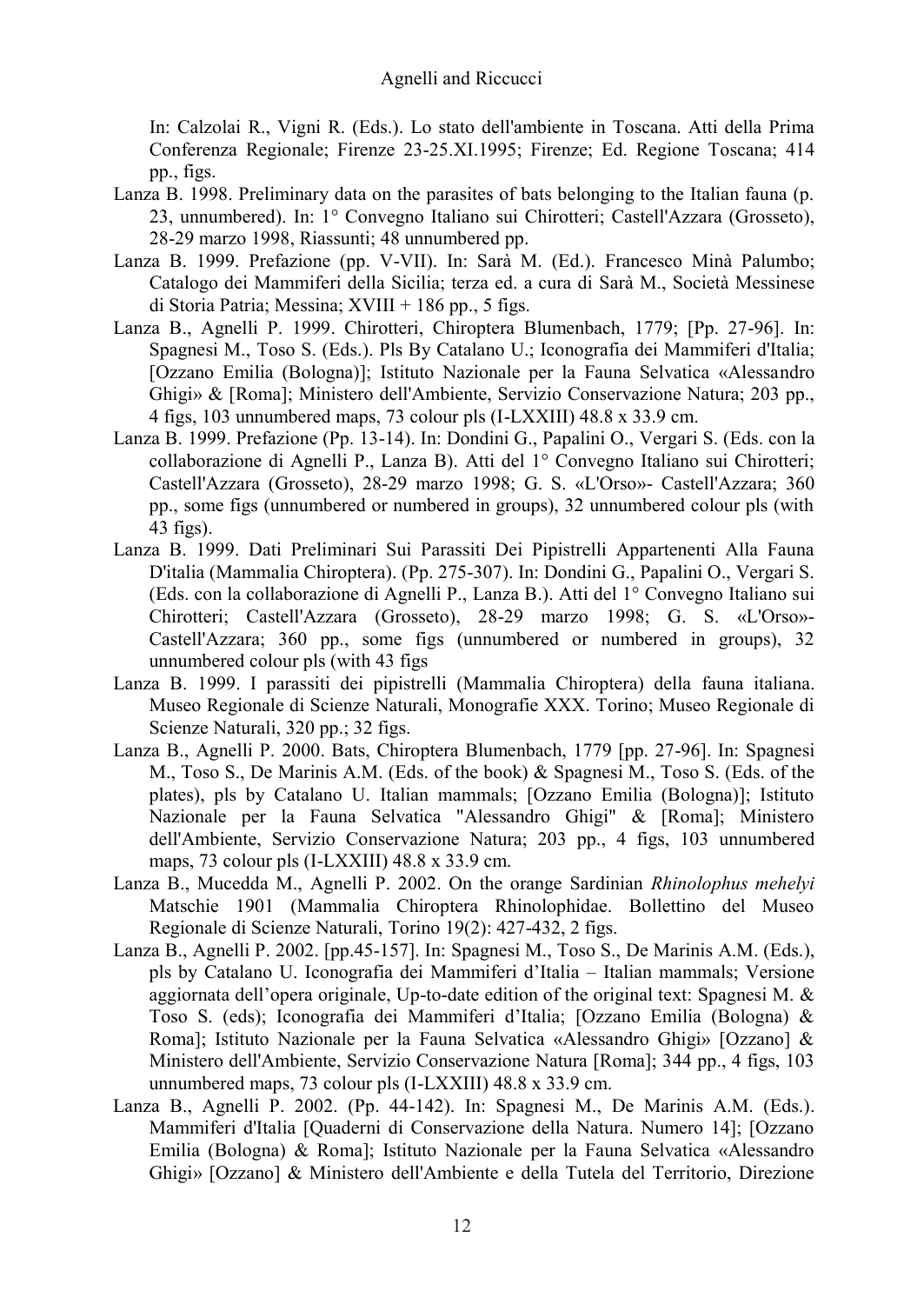In: Calzolai R., Vigni R. (Eds.). Lo stato dell'ambiente in Toscana. Atti della Prima Conferenza Regionale; Firenze 23-25.XI.1995; Firenze; Ed. Regione Toscana; 414 pp., figs.

Lanza B. 1998. Preliminary data on the parasites of bats belonging to the Italian fauna (p. 23, unnumbered). In: 1° Convegno Italiano sui Chirotteri; Castell'Azzara (Grosseto), 28-29 marzo 1998, Riassunti; 48 unnumbered pp.

Lanza B. 1999. Prefazione (pp. V-VII). In: Sarà M. (Ed.). Francesco Minà Palumbo; Catalogo dei Mammiferi della Sicilia; terza ed. a cura di Sarà M., Società Messinese di Storia Patria; Messina; XVIII + 186 pp., 5 figs.

Lanza B., Agnelli P. 1999. Chirotteri, Chiroptera Blumenbach, 1779; [Pp. 27-96]. In: Spagnesi M., Toso S. (Eds.). Pls By Catalano U.; Iconografia dei Mammiferi d'Italia; [Ozzano Emilia (Bologna)]; Istituto Nazionale per la Fauna Selvatica «Alessandro Ghigi» & [Roma]; Ministero dell'Ambiente, Servizio Conservazione Natura; 203 pp., 4 figs, 103 unnumbered maps, 73 colour pls (I-LXXIII) 48.8 x 33.9 cm.

Lanza B. 1999. Prefazione (Pp. 13-14). In: Dondini G., Papalini O., Vergari S. (Eds. con la collaborazione di Agnelli P., Lanza B). Atti del 1° Convegno Italiano sui Chirotteri; Castell'Azzara (Grosseto), 28-29 marzo 1998; G. S. «L'Orso»- Castell'Azzara; 360 pp., some figs (unnumbered or numbered in groups), 32 unnumbered colour pls (with 43 figs).

Lanza B. 1999. Dati Preliminari Sui Parassiti Dei Pipistrelli Appartenenti Alla Fauna D'italia (Mammalia Chiroptera). (Pp. 275-307). In: Dondini G., Papalini O., Vergari S. (Eds. con la collaborazione di Agnelli P., Lanza B.). Atti del 1° Convegno Italiano sui Chirotteri; Castell'Azzara (Grosseto), 28-29 marzo 1998; G. S. «L'Orso»- Castell'Azzara; 360 pp., some figs (unnumbered or numbered in groups), 32 unnumbered colour pls (with 43 figs

Lanza B. 1999. I parassiti dei pipistrelli (Mammalia Chiroptera) della fauna italiana. Museo Regionale di Scienze Naturali, Monografie XXX. Torino; Museo Regionale di Scienze Naturali, 320 pp.; 32 figs.

Lanza B., Agnelli P. 2000. Bats, Chiroptera Blumenbach, 1779 [pp. 27-96]. In: Spagnesi M., Toso S., De Marinis A.M. (Eds. of the book) & Spagnesi M., Toso S. (Eds. of the plates), pls by Catalano U. Italian mammals; [Ozzano Emilia (Bologna)]; Istituto Nazionale per la Fauna Selvatica "Alessandro Ghigi" & [Roma]; Ministero dell'Ambiente, Servizio Conservazione Natura; 203 pp., 4 figs, 103 unnumbered maps, 73 colour pls (I-LXXIII) 48.8 x 33.9 cm.

Lanza B., Mucedda M., Agnelli P. 2002. On the orange Sardinian *Rhinolophus mehelyi* Matschie 1901 (Mammalia Chiroptera Rhinolophidae. Bollettino del Museo Regionale di Scienze Naturali, Torino 19(2): 427-432, 2 figs.

Lanza B., Agnelli P. 2002. [pp.45-157]. In: Spagnesi M., Toso S., De Marinis A.M. (Eds.), pls by Catalano U. Iconografia dei Mammiferi d'Italia – Italian mammals; Versione aggiornata dell'opera originale, Up-to-date edition of the original text: Spagnesi M. & Toso S. (eds); Iconografia dei Mammiferi d'Italia; [Ozzano Emilia (Bologna) & Roma]; Istituto Nazionale per la Fauna Selvatica «Alessandro Ghigi» [Ozzano] & Ministero dell'Ambiente, Servizio Conservazione Natura [Roma]; 344 pp., 4 figs, 103 unnumbered maps, 73 colour pls (I-LXXIII) 48.8 x 33.9 cm.

Lanza B., Agnelli P. 2002. (Pp. 44-142). In: Spagnesi M., De Marinis A.M. (Eds.). Mammiferi d'Italia [Quaderni di Conservazione della Natura. Numero 14]; [Ozzano Emilia (Bologna) & Roma]; Istituto Nazionale per la Fauna Selvatica «Alessandro Ghigi» [Ozzano] & Ministero dell'Ambiente e della Tutela del Territorio, Direzione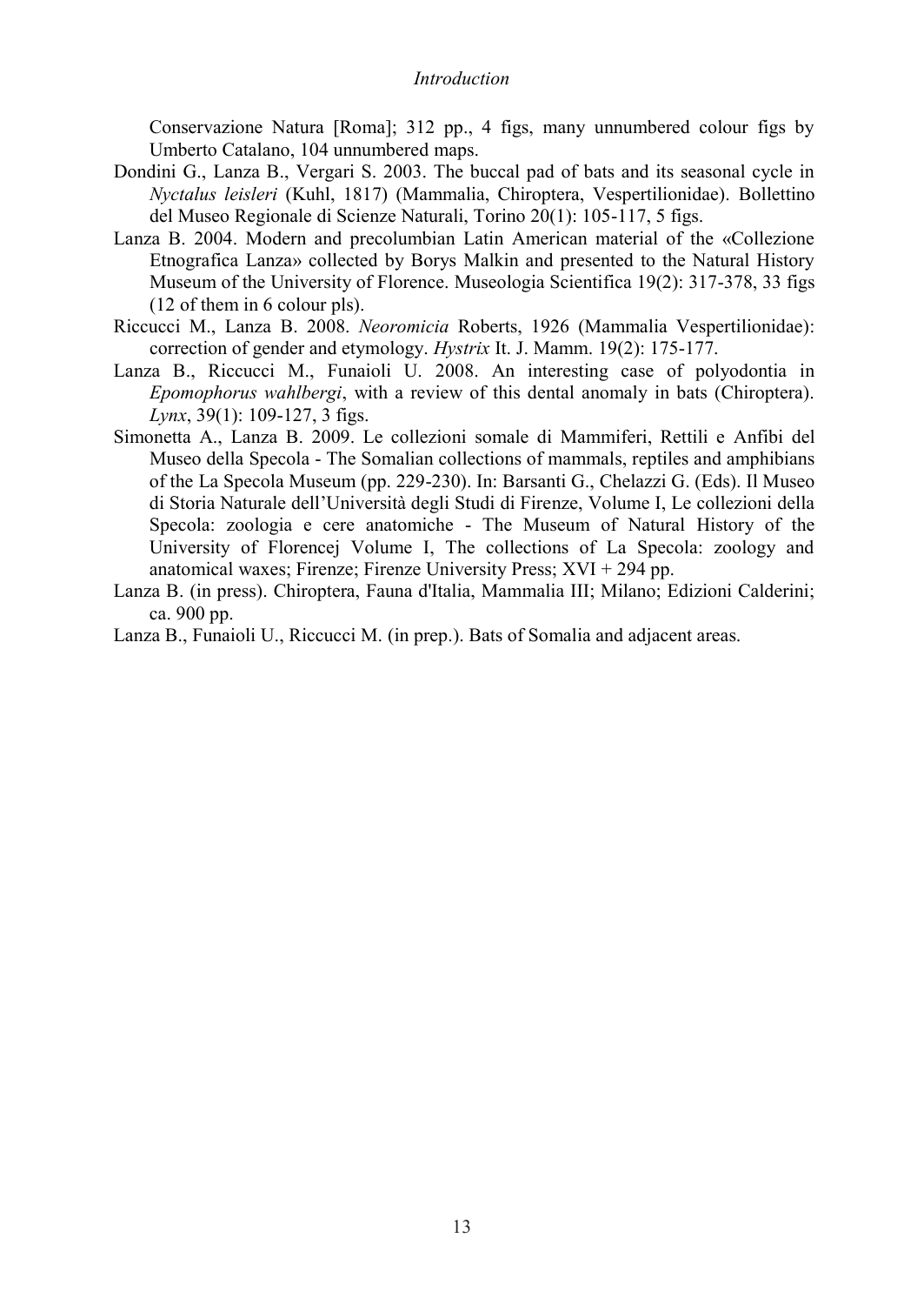Conservazione Natura [Roma]; 312 pp., 4 figs, many unnumbered colour figs by Umberto Catalano, 104 unnumbered maps.

Dondini G., Lanza B., Vergari S. 2003. The buccal pad of bats and its seasonal cycle in *Nyctalus leisleri* (Kuhl, 1817) (Mammalia, Chiroptera, Vespertilionidae). Bollettino del Museo Regionale di Scienze Naturali, Torino 20(1): 105-117, 5 figs.

Lanza B. 2004. Modern and precolumbian Latin American material of the «Collezione Etnografica Lanza» collected by Borys Malkin and presented to the Natural History Museum of the University of Florence. Museologia Scientifica 19(2): 317-378, 33 figs (12 of them in 6 colour pls).

Riccucci M., Lanza B. 2008. *Neoromicia* Roberts, 1926 (Mammalia Vespertilionidae): correction of gender and etymology. *Hystrix* It. J. Mamm. 19(2): 175-177.

Lanza B., Riccucci M., Funaioli U. 2008. An interesting case of polyodontia in *Epomophorus wahlbergi*, with a review of this dental anomaly in bats (Chiroptera). *Lynx*, 39(1): 109-127, 3 figs.

Simonetta A., Lanza B. 2009. Le collezioni somale di Mammiferi, Rettili e Anfibi del Museo della Specola - The Somalian collections of mammals, reptiles and amphibians of the La Specola Museum (pp. 229-230). In: Barsanti G., Chelazzi G. (Eds). Il Museo di Storia Naturale dell'Università degli Studi di Firenze, Volume I, Le collezioni della Specola: zoologia e cere anatomiche - The Museum of Natural History of the University of Florencej Volume I, The collections of La Specola: zoology and anatomical waxes; Firenze; Firenze University Press; XVI + 294 pp.

Lanza B. (in press). Chiroptera, Fauna d'Italia, Mammalia III; Milano; Edizioni Calderini; ca. 900 pp.

Lanza B., Funaioli U., Riccucci M. (in prep.). Bats of Somalia and adjacent areas.